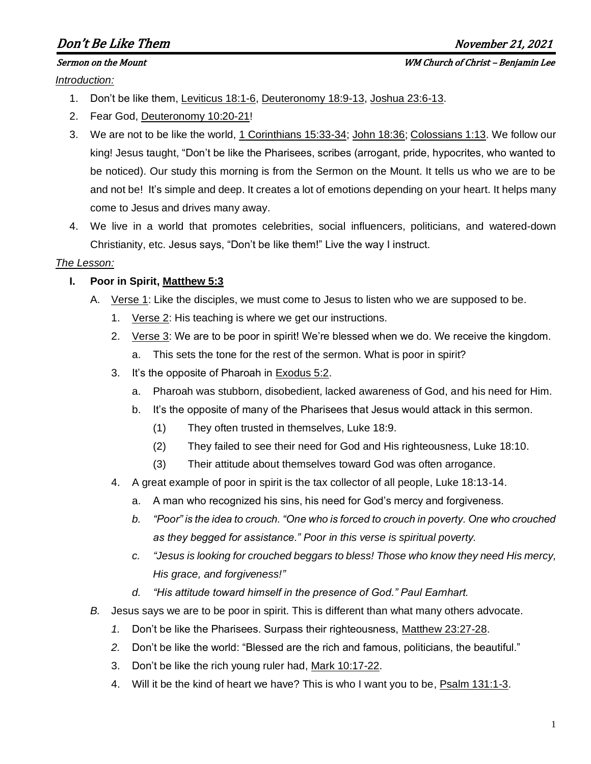# Don't Be Like Them

November 21, 2021

Sermon on the Mount — WM Church of Christ – Benjamin Lee

*Introduction:*

1. Don't be like them, Leviticus 18:1-6, Deuteronomy 18:9-13, Joshua 23:6-13.
2. Fear God, Deuteronomy 10:20-21!
3. We are not to be like the world, 1 Corinthians 15:33-34; John 18:36; Colossians 1:13. We follow our king! Jesus taught, "Don't be like the Pharisees, scribes (arrogant, pride, hypocrites, who wanted to be noticed). Our study this morning is from the Sermon on the Mount. It tells us who we are to be and not be! It's simple and deep. It creates a lot of emotions depending on your heart. It helps many come to Jesus and drives many away.
4. We live in a world that promotes celebrities, social influencers, politicians, and watered-down Christianity, etc. Jesus says, "Don't be like them!" Live the way I instruct.

*The Lesson:*

**I. Poor in Spirit, Matthew 5:3**

A. Verse 1: Like the disciples, we must come to Jesus to listen who we are supposed to be.

1. Verse 2: His teaching is where we get our instructions.
2. Verse 3: We are to be poor in spirit! We're blessed when we do. We receive the kingdom.
   a. This sets the tone for the rest of the sermon. What is poor in spirit?
3. It's the opposite of Pharoah in Exodus 5:2.
   a. Pharoah was stubborn, disobedient, lacked awareness of God, and his need for Him.
   b. It's the opposite of many of the Pharisees that Jesus would attack in this sermon.
      (1) They often trusted in themselves, Luke 18:9.
      (2) They failed to see their need for God and His righteousness, Luke 18:10.
      (3) Their attitude about themselves toward God was often arrogance.
4. A great example of poor in spirit is the tax collector of all people, Luke 18:13-14.
   a. A man who recognized his sins, his need for God's mercy and forgiveness.
   b. *"Poor" is the idea to crouch. "One who is forced to crouch in poverty. One who crouched as they begged for assistance." Poor in this verse is spiritual poverty.*
   c. *"Jesus is looking for crouched beggars to bless! Those who know they need His mercy, His grace, and forgiveness!"*
   d. *"His attitude toward himself in the presence of God." Paul Earnhart.*

*B.* Jesus says we are to be poor in spirit. This is different than what many others advocate.

*1.* Don't be like the Pharisees. Surpass their righteousness, Matthew 23:27-28.
*2.* Don't be like the world: "Blessed are the rich and famous, politicians, the beautiful."
3. Don't be like the rich young ruler had, Mark 10:17-22.
4. Will it be the kind of heart we have? This is who I want you to be, Psalm 131:1-3.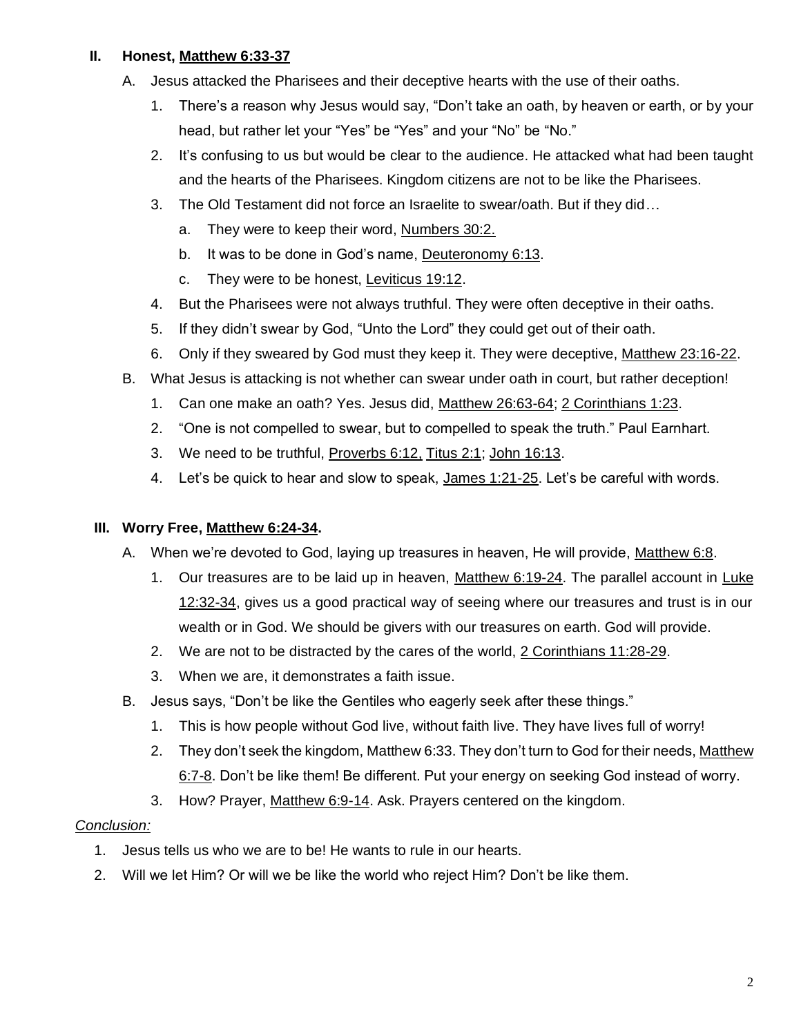## II. Honest, Matthew 6:33-37

A. Jesus attacked the Pharisees and their deceptive hearts with the use of their oaths.

1. There's a reason why Jesus would say, "Don't take an oath, by heaven or earth, or by your head, but rather let your "Yes" be "Yes" and your "No" be "No."
2. It's confusing to us but would be clear to the audience. He attacked what had been taught and the hearts of the Pharisees. Kingdom citizens are not to be like the Pharisees.
3. The Old Testament did not force an Israelite to swear/oath. But if they did…
   a. They were to keep their word, Numbers 30:2.
   b. It was to be done in God's name, Deuteronomy 6:13.
   c. They were to be honest, Leviticus 19:12.
4. But the Pharisees were not always truthful. They were often deceptive in their oaths.
5. If they didn't swear by God, "Unto the Lord" they could get out of their oath.
6. Only if they sweared by God must they keep it. They were deceptive, Matthew 23:16-22.

B. What Jesus is attacking is not whether can swear under oath in court, but rather deception!

1. Can one make an oath? Yes. Jesus did, Matthew 26:63-64; 2 Corinthians 1:23.
2. "One is not compelled to swear, but to compelled to speak the truth." Paul Earnhart.
3. We need to be truthful, Proverbs 6:12, Titus 2:1; John 16:13.
4. Let's be quick to hear and slow to speak, James 1:21-25. Let's be careful with words.

## III. Worry Free, Matthew 6:24-34.

A. When we're devoted to God, laying up treasures in heaven, He will provide, Matthew 6:8.

1. Our treasures are to be laid up in heaven, Matthew 6:19-24. The parallel account in Luke 12:32-34, gives us a good practical way of seeing where our treasures and trust is in our wealth or in God. We should be givers with our treasures on earth. God will provide.
2. We are not to be distracted by the cares of the world, 2 Corinthians 11:28-29.
3. When we are, it demonstrates a faith issue.

B. Jesus says, "Don't be like the Gentiles who eagerly seek after these things."

1. This is how people without God live, without faith live. They have lives full of worry!
2. They don't seek the kingdom, Matthew 6:33. They don't turn to God for their needs, Matthew 6:7-8. Don't be like them! Be different. Put your energy on seeking God instead of worry.
3. How? Prayer, Matthew 6:9-14. Ask. Prayers centered on the kingdom.

*Conclusion:*

1. Jesus tells us who we are to be! He wants to rule in our hearts.
2. Will we let Him? Or will we be like the world who reject Him? Don't be like them.